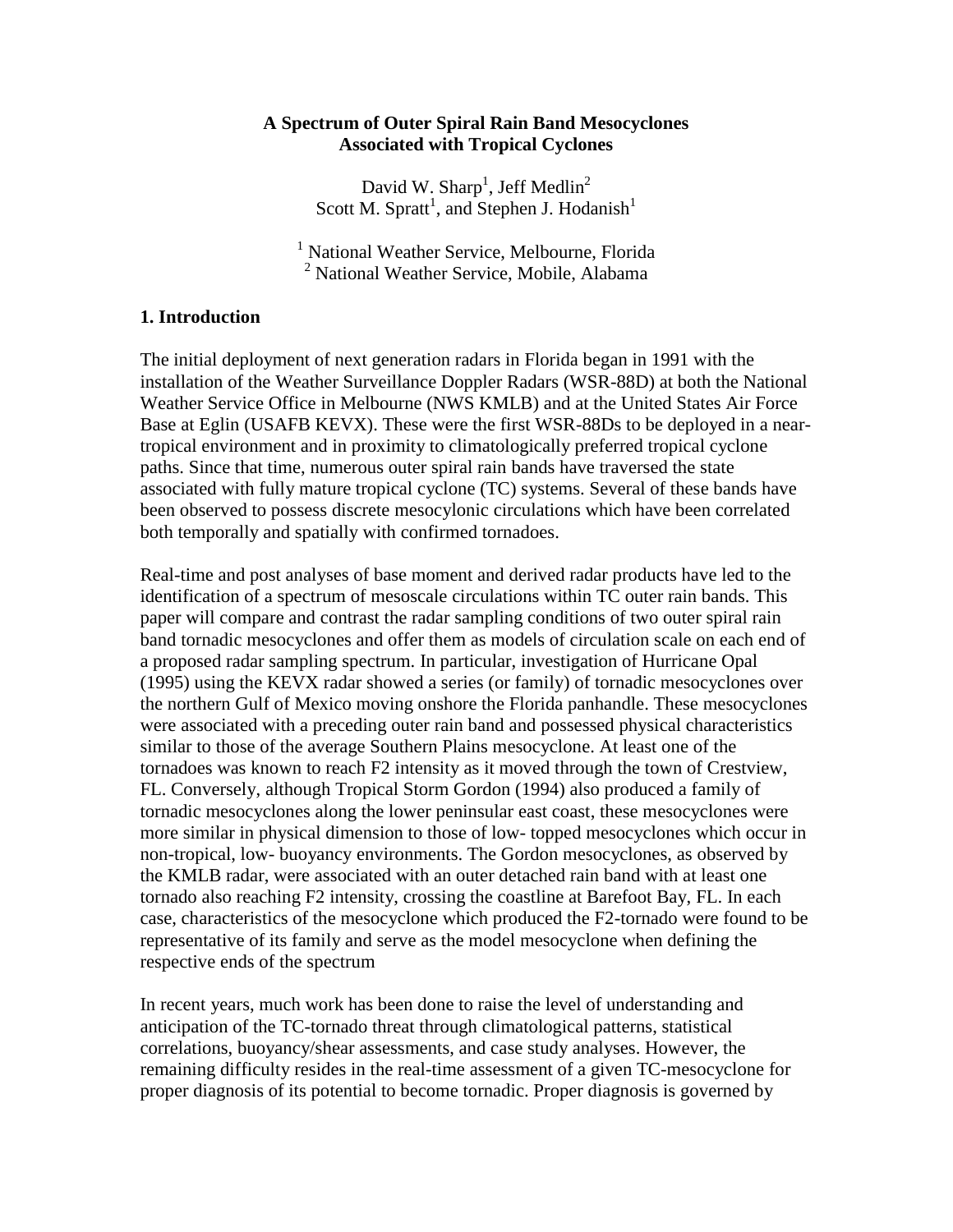# A Spectrum of Outer Spiral Rain Band Mesocyclones Associated with Tropical Cyclones

David W. Sharp[1], Jeff Medlin[2]
Scott M. Spratt[1], and Stephen J. Hodanish[1]

[1] National Weather Service, Melbourne, Florida
[2] National Weather Service, Mobile, Alabama

## 1. Introduction

The initial deployment of next generation radars in Florida began in 1991 with the installation of the Weather Surveillance Doppler Radars (WSR-88D) at both the National Weather Service Office in Melbourne (NWS KMLB) and at the United States Air Force Base at Eglin (USAFB KEVX). These were the first WSR-88Ds to be deployed in a near-tropical environment and in proximity to climatologically preferred tropical cyclone paths. Since that time, numerous outer spiral rain bands have traversed the state associated with fully mature tropical cyclone (TC) systems. Several of these bands have been observed to possess discrete mesocylonic circulations which have been correlated both temporally and spatially with confirmed tornadoes.

Real-time and post analyses of base moment and derived radar products have led to the identification of a spectrum of mesoscale circulations within TC outer rain bands. This paper will compare and contrast the radar sampling conditions of two outer spiral rain band tornadic mesocyclones and offer them as models of circulation scale on each end of a proposed radar sampling spectrum. In particular, investigation of Hurricane Opal (1995) using the KEVX radar showed a series (or family) of tornadic mesocyclones over the northern Gulf of Mexico moving onshore the Florida panhandle. These mesocyclones were associated with a preceding outer rain band and possessed physical characteristics similar to those of the average Southern Plains mesocyclone. At least one of the tornadoes was known to reach F2 intensity as it moved through the town of Crestview, FL. Conversely, although Tropical Storm Gordon (1994) also produced a family of tornadic mesocyclones along the lower peninsular east coast, these mesocyclones were more similar in physical dimension to those of low- topped mesocyclones which occur in non-tropical, low- buoyancy environments. The Gordon mesocyclones, as observed by the KMLB radar, were associated with an outer detached rain band with at least one tornado also reaching F2 intensity, crossing the coastline at Barefoot Bay, FL. In each case, characteristics of the mesocyclone which produced the F2-tornado were found to be representative of its family and serve as the model mesocyclone when defining the respective ends of the spectrum

In recent years, much work has been done to raise the level of understanding and anticipation of the TC-tornado threat through climatological patterns, statistical correlations, buoyancy/shear assessments, and case study analyses. However, the remaining difficulty resides in the real-time assessment of a given TC-mesocyclone for proper diagnosis of its potential to become tornadic. Proper diagnosis is governed by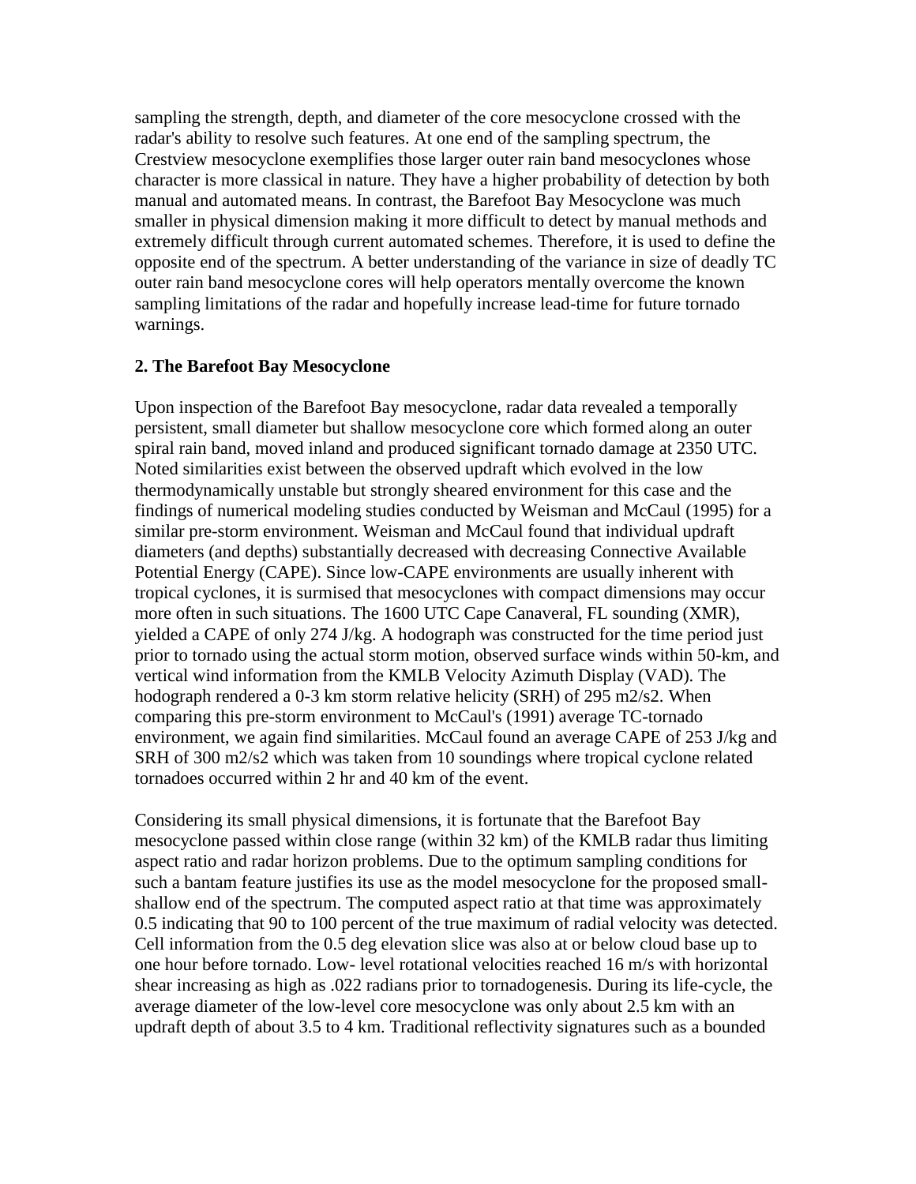sampling the strength, depth, and diameter of the core mesocyclone crossed with the radar's ability to resolve such features. At one end of the sampling spectrum, the Crestview mesocyclone exemplifies those larger outer rain band mesocyclones whose character is more classical in nature. They have a higher probability of detection by both manual and automated means. In contrast, the Barefoot Bay Mesocyclone was much smaller in physical dimension making it more difficult to detect by manual methods and extremely difficult through current automated schemes. Therefore, it is used to define the opposite end of the spectrum. A better understanding of the variance in size of deadly TC outer rain band mesocyclone cores will help operators mentally overcome the known sampling limitations of the radar and hopefully increase lead-time for future tornado warnings.

**2. The Barefoot Bay Mesocyclone**

Upon inspection of the Barefoot Bay mesocyclone, radar data revealed a temporally persistent, small diameter but shallow mesocyclone core which formed along an outer spiral rain band, moved inland and produced significant tornado damage at 2350 UTC. Noted similarities exist between the observed updraft which evolved in the low thermodynamically unstable but strongly sheared environment for this case and the findings of numerical modeling studies conducted by Weisman and McCaul (1995) for a similar pre-storm environment. Weisman and McCaul found that individual updraft diameters (and depths) substantially decreased with decreasing Connective Available Potential Energy (CAPE). Since low-CAPE environments are usually inherent with tropical cyclones, it is surmised that mesocyclones with compact dimensions may occur more often in such situations. The 1600 UTC Cape Canaveral, FL sounding (XMR), yielded a CAPE of only 274 J/kg. A hodograph was constructed for the time period just prior to tornado using the actual storm motion, observed surface winds within 50-km, and vertical wind information from the KMLB Velocity Azimuth Display (VAD). The hodograph rendered a 0-3 km storm relative helicity (SRH) of 295 m2/s2. When comparing this pre-storm environment to McCaul's (1991) average TC-tornado environment, we again find similarities. McCaul found an average CAPE of 253 J/kg and SRH of 300 m2/s2 which was taken from 10 soundings where tropical cyclone related tornadoes occurred within 2 hr and 40 km of the event.

Considering its small physical dimensions, it is fortunate that the Barefoot Bay mesocyclone passed within close range (within 32 km) of the KMLB radar thus limiting aspect ratio and radar horizon problems. Due to the optimum sampling conditions for such a bantam feature justifies its use as the model mesocyclone for the proposed small-shallow end of the spectrum. The computed aspect ratio at that time was approximately 0.5 indicating that 90 to 100 percent of the true maximum of radial velocity was detected. Cell information from the 0.5 deg elevation slice was also at or below cloud base up to one hour before tornado. Low- level rotational velocities reached 16 m/s with horizontal shear increasing as high as .022 radians prior to tornadogenesis. During its life-cycle, the average diameter of the low-level core mesocyclone was only about 2.5 km with an updraft depth of about 3.5 to 4 km. Traditional reflectivity signatures such as a bounded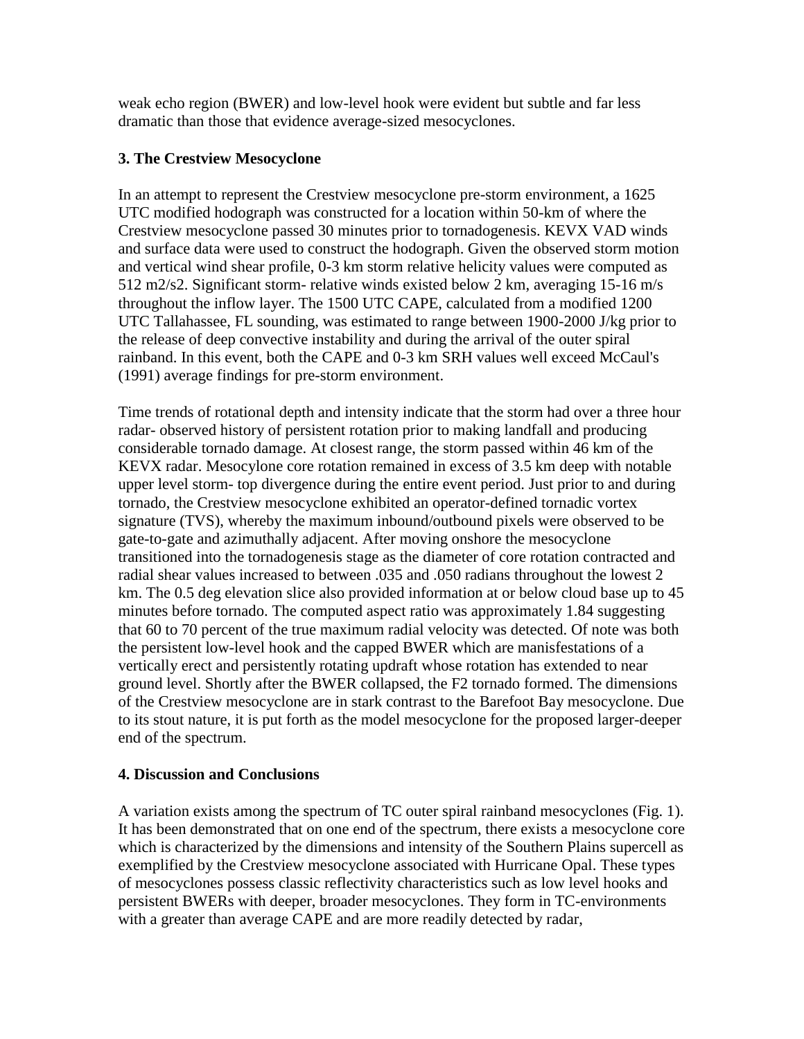weak echo region (BWER) and low-level hook were evident but subtle and far less dramatic than those that evidence average-sized mesocyclones.

### 3. The Crestview Mesocyclone

In an attempt to represent the Crestview mesocyclone pre-storm environment, a 1625 UTC modified hodograph was constructed for a location within 50-km of where the Crestview mesocyclone passed 30 minutes prior to tornadogenesis. KEVX VAD winds and surface data were used to construct the hodograph. Given the observed storm motion and vertical wind shear profile, 0-3 km storm relative helicity values were computed as 512 m2/s2. Significant storm- relative winds existed below 2 km, averaging 15-16 m/s throughout the inflow layer. The 1500 UTC CAPE, calculated from a modified 1200 UTC Tallahassee, FL sounding, was estimated to range between 1900-2000 J/kg prior to the release of deep convective instability and during the arrival of the outer spiral rainband. In this event, both the CAPE and 0-3 km SRH values well exceed McCaul's (1991) average findings for pre-storm environment.

Time trends of rotational depth and intensity indicate that the storm had over a three hour radar- observed history of persistent rotation prior to making landfall and producing considerable tornado damage. At closest range, the storm passed within 46 km of the KEVX radar. Mesocylone core rotation remained in excess of 3.5 km deep with notable upper level storm- top divergence during the entire event period. Just prior to and during tornado, the Crestview mesocyclone exhibited an operator-defined tornadic vortex signature (TVS), whereby the maximum inbound/outbound pixels were observed to be gate-to-gate and azimuthally adjacent. After moving onshore the mesocyclone transitioned into the tornadogenesis stage as the diameter of core rotation contracted and radial shear values increased to between .035 and .050 radians throughout the lowest 2 km. The 0.5 deg elevation slice also provided information at or below cloud base up to 45 minutes before tornado. The computed aspect ratio was approximately 1.84 suggesting that 60 to 70 percent of the true maximum radial velocity was detected. Of note was both the persistent low-level hook and the capped BWER which are manisfestations of a vertically erect and persistently rotating updraft whose rotation has extended to near ground level. Shortly after the BWER collapsed, the F2 tornado formed. The dimensions of the Crestview mesocyclone are in stark contrast to the Barefoot Bay mesocyclone. Due to its stout nature, it is put forth as the model mesocyclone for the proposed larger-deeper end of the spectrum.

### 4. Discussion and Conclusions

A variation exists among the spectrum of TC outer spiral rainband mesocyclones (Fig. 1). It has been demonstrated that on one end of the spectrum, there exists a mesocyclone core which is characterized by the dimensions and intensity of the Southern Plains supercell as exemplified by the Crestview mesocyclone associated with Hurricane Opal. These types of mesocyclones possess classic reflectivity characteristics such as low level hooks and persistent BWERs with deeper, broader mesocyclones. They form in TC-environments with a greater than average CAPE and are more readily detected by radar,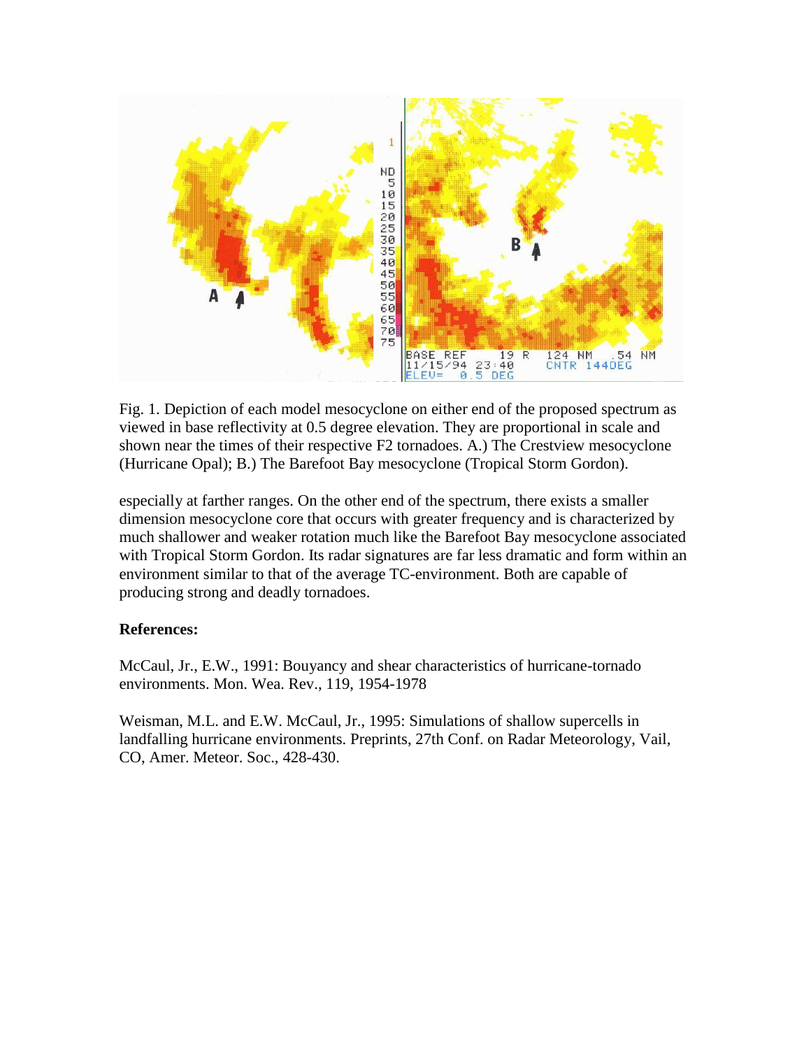Fig. 1. Depiction of each model mesocyclone on either end of the proposed spectrum as viewed in base reflectivity at 0.5 degree elevation. They are proportional in scale and shown near the times of their respective F2 tornadoes. A.) The Crestview mesocyclone (Hurricane Opal); B.) The Barefoot Bay mesocyclone (Tropical Storm Gordon).

especially at farther ranges. On the other end of the spectrum, there exists a smaller dimension mesocyclone core that occurs with greater frequency and is characterized by much shallower and weaker rotation much like the Barefoot Bay mesocyclone associated with Tropical Storm Gordon. Its radar signatures are far less dramatic and form within an environment similar to that of the average TC-environment. Both are capable of producing strong and deadly tornadoes.

**References:**

McCaul, Jr., E.W., 1991: Bouyancy and shear characteristics of hurricane-tornado environments. Mon. Wea. Rev., 119, 1954-1978

Weisman, M.L. and E.W. McCaul, Jr., 1995: Simulations of shallow supercells in landfalling hurricane environments. Preprints, 27th Conf. on Radar Meteorology, Vail, CO, Amer. Meteor. Soc., 428-430.